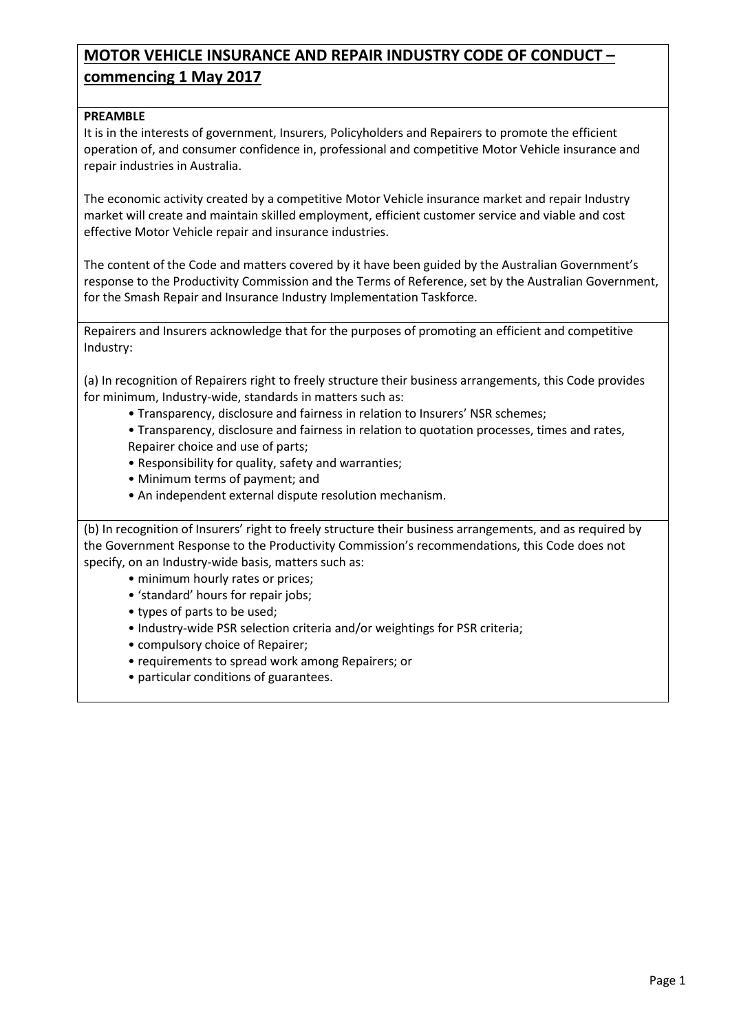# MOTOR VEHICLE INSURANCE AND REPAIR INDUSTRY CODE OF CONDUCT – commencing 1 May 2017

**PREAMBLE**

It is in the interests of government, Insurers, Policyholders and Repairers to promote the efficient operation of, and consumer confidence in, professional and competitive Motor Vehicle insurance and repair industries in Australia.

The economic activity created by a competitive Motor Vehicle insurance market and repair Industry market will create and maintain skilled employment, efficient customer service and viable and cost effective Motor Vehicle repair and insurance industries.

The content of the Code and matters covered by it have been guided by the Australian Government's response to the Productivity Commission and the Terms of Reference, set by the Australian Government, for the Smash Repair and Insurance Industry Implementation Taskforce.

Repairers and Insurers acknowledge that for the purposes of promoting an efficient and competitive Industry:

(a) In recognition of Repairers right to freely structure their business arrangements, this Code provides for minimum, Industry-wide, standards in matters such as:

- Transparency, disclosure and fairness in relation to Insurers' NSR schemes;
- Transparency, disclosure and fairness in relation to quotation processes, times and rates, Repairer choice and use of parts;
- Responsibility for quality, safety and warranties;
- Minimum terms of payment; and
- An independent external dispute resolution mechanism.

(b) In recognition of Insurers' right to freely structure their business arrangements, and as required by the Government Response to the Productivity Commission's recommendations, this Code does not specify, on an Industry-wide basis, matters such as:

- minimum hourly rates or prices;
- 'standard' hours for repair jobs;
- types of parts to be used;
- Industry-wide PSR selection criteria and/or weightings for PSR criteria;
- compulsory choice of Repairer;
- requirements to spread work among Repairers; or
- particular conditions of guarantees.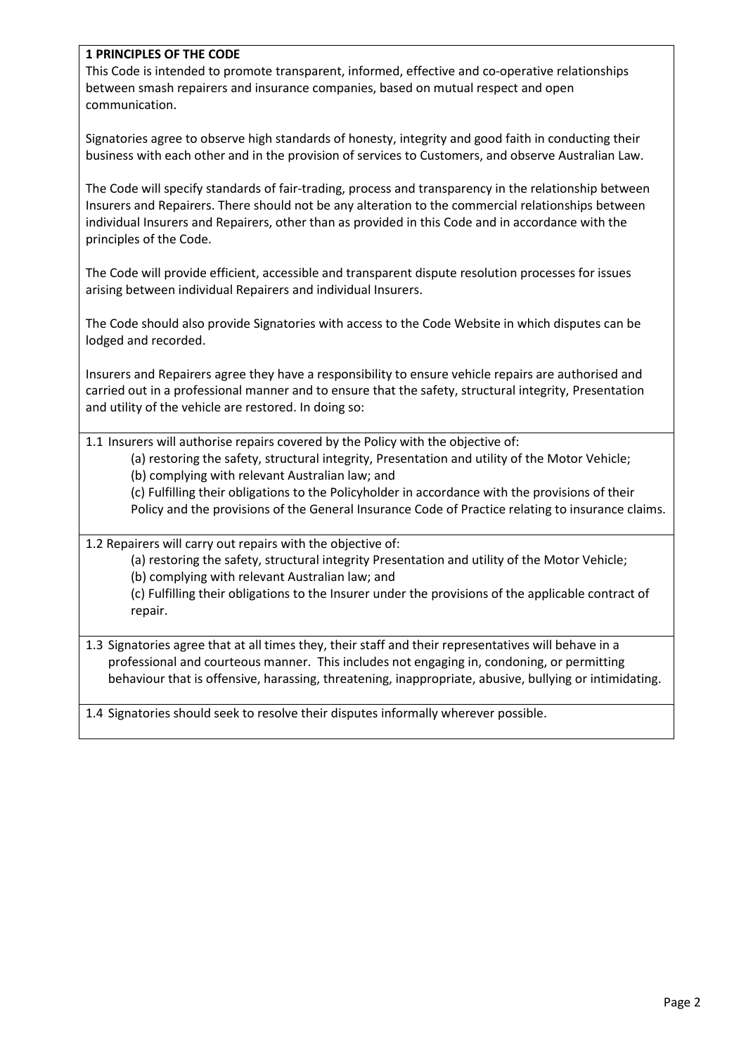## 1 PRINCIPLES OF THE CODE

This Code is intended to promote transparent, informed, effective and co-operative relationships between smash repairers and insurance companies, based on mutual respect and open communication.

Signatories agree to observe high standards of honesty, integrity and good faith in conducting their business with each other and in the provision of services to Customers, and observe Australian Law.

The Code will specify standards of fair-trading, process and transparency in the relationship between Insurers and Repairers. There should not be any alteration to the commercial relationships between individual Insurers and Repairers, other than as provided in this Code and in accordance with the principles of the Code.

The Code will provide efficient, accessible and transparent dispute resolution processes for issues arising between individual Repairers and individual Insurers.

The Code should also provide Signatories with access to the Code Website in which disputes can be lodged and recorded.

Insurers and Repairers agree they have a responsibility to ensure vehicle repairs are authorised and carried out in a professional manner and to ensure that the safety, structural integrity, Presentation and utility of the vehicle are restored. In doing so:

1.1 Insurers will authorise repairs covered by the Policy with the objective of:

(a) restoring the safety, structural integrity, Presentation and utility of the Motor Vehicle;

(b) complying with relevant Australian law; and

(c) Fulfilling their obligations to the Policyholder in accordance with the provisions of their Policy and the provisions of the General Insurance Code of Practice relating to insurance claims.

1.2 Repairers will carry out repairs with the objective of:

(a) restoring the safety, structural integrity Presentation and utility of the Motor Vehicle;

(b) complying with relevant Australian law; and

(c) Fulfilling their obligations to the Insurer under the provisions of the applicable contract of repair.

1.3 Signatories agree that at all times they, their staff and their representatives will behave in a professional and courteous manner. This includes not engaging in, condoning, or permitting behaviour that is offensive, harassing, threatening, inappropriate, abusive, bullying or intimidating.

1.4 Signatories should seek to resolve their disputes informally wherever possible.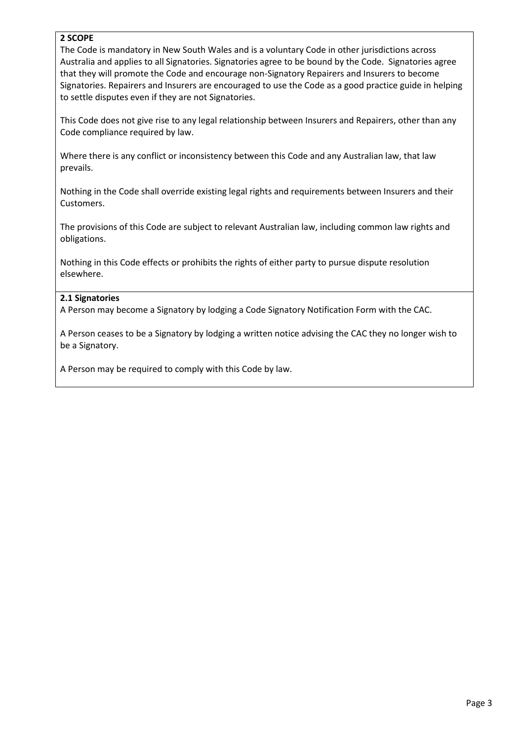## 2 SCOPE

The Code is mandatory in New South Wales and is a voluntary Code in other jurisdictions across Australia and applies to all Signatories. Signatories agree to be bound by the Code. Signatories agree that they will promote the Code and encourage non-Signatory Repairers and Insurers to become Signatories. Repairers and Insurers are encouraged to use the Code as a good practice guide in helping to settle disputes even if they are not Signatories.

This Code does not give rise to any legal relationship between Insurers and Repairers, other than any Code compliance required by law.

Where there is any conflict or inconsistency between this Code and any Australian law, that law prevails.

Nothing in the Code shall override existing legal rights and requirements between Insurers and their Customers.

The provisions of this Code are subject to relevant Australian law, including common law rights and obligations.

Nothing in this Code effects or prohibits the rights of either party to pursue dispute resolution elsewhere.

### 2.1 Signatories

A Person may become a Signatory by lodging a Code Signatory Notification Form with the CAC.

A Person ceases to be a Signatory by lodging a written notice advising the CAC they no longer wish to be a Signatory.

A Person may be required to comply with this Code by law.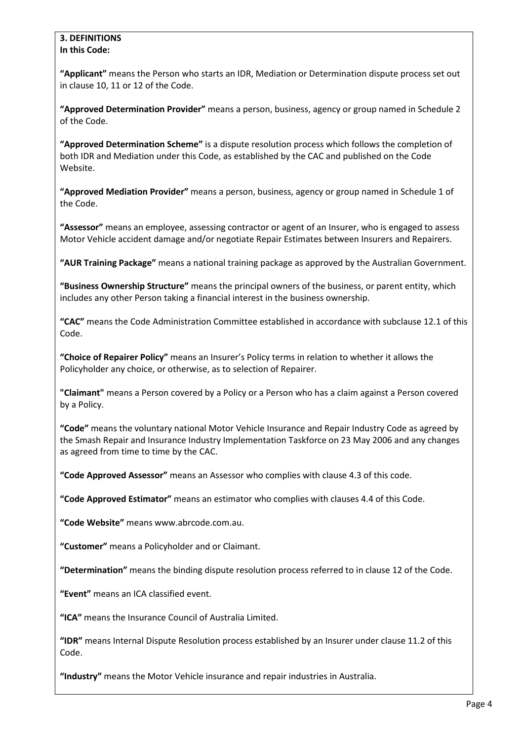**3. DEFINITIONS**
**In this Code:**

**"Applicant"** means the Person who starts an IDR, Mediation or Determination dispute process set out in clause 10, 11 or 12 of the Code.

**"Approved Determination Provider"** means a person, business, agency or group named in Schedule 2 of the Code.

**"Approved Determination Scheme"** is a dispute resolution process which follows the completion of both IDR and Mediation under this Code, as established by the CAC and published on the Code Website.

**"Approved Mediation Provider"** means a person, business, agency or group named in Schedule 1 of the Code.

**"Assessor"** means an employee, assessing contractor or agent of an Insurer, who is engaged to assess Motor Vehicle accident damage and/or negotiate Repair Estimates between Insurers and Repairers.

**"AUR Training Package"** means a national training package as approved by the Australian Government.

**"Business Ownership Structure"** means the principal owners of the business, or parent entity, which includes any other Person taking a financial interest in the business ownership.

**"CAC"** means the Code Administration Committee established in accordance with subclause 12.1 of this Code.

**"Choice of Repairer Policy"** means an Insurer's Policy terms in relation to whether it allows the Policyholder any choice, or otherwise, as to selection of Repairer.

**"Claimant"** means a Person covered by a Policy or a Person who has a claim against a Person covered by a Policy.

**"Code"** means the voluntary national Motor Vehicle Insurance and Repair Industry Code as agreed by the Smash Repair and Insurance Industry Implementation Taskforce on 23 May 2006 and any changes as agreed from time to time by the CAC.

**"Code Approved Assessor"** means an Assessor who complies with clause 4.3 of this code.

**"Code Approved Estimator"** means an estimator who complies with clauses 4.4 of this Code.

**"Code Website"** means www.abrcode.com.au.

**"Customer"** means a Policyholder and or Claimant.

**"Determination"** means the binding dispute resolution process referred to in clause 12 of the Code.

**"Event"** means an ICA classified event.

**"ICA"** means the Insurance Council of Australia Limited.

**"IDR"** means Internal Dispute Resolution process established by an Insurer under clause 11.2 of this Code.

**"Industry"** means the Motor Vehicle insurance and repair industries in Australia.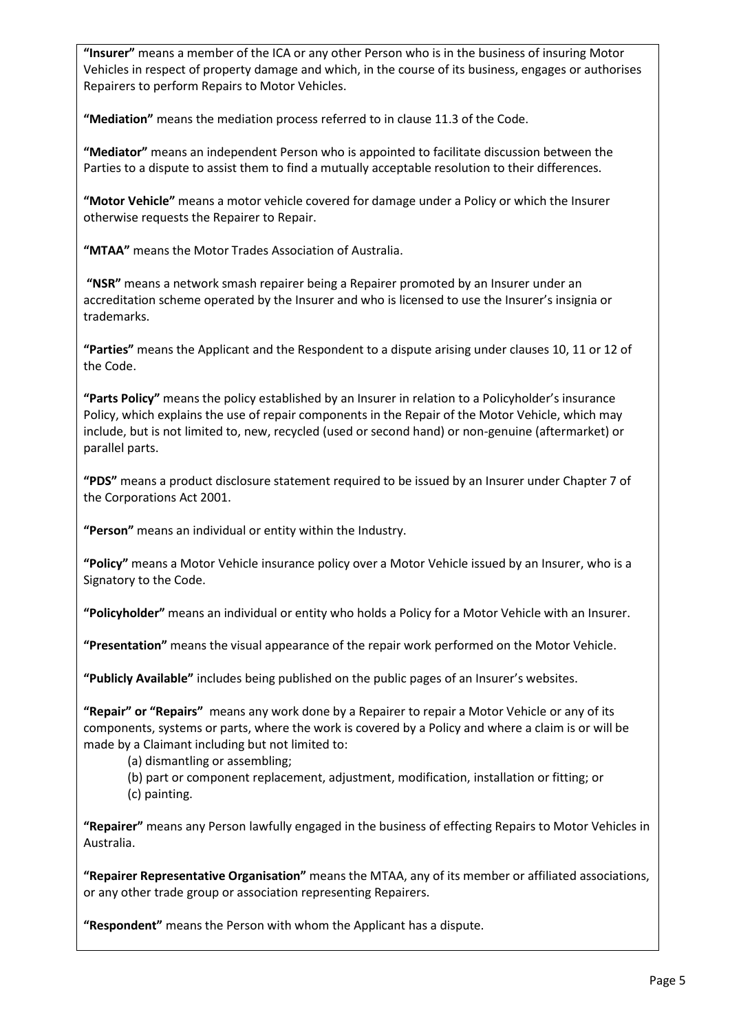**"Insurer"** means a member of the ICA or any other Person who is in the business of insuring Motor Vehicles in respect of property damage and which, in the course of its business, engages or authorises Repairers to perform Repairs to Motor Vehicles.

**"Mediation"** means the mediation process referred to in clause 11.3 of the Code.

**"Mediator"** means an independent Person who is appointed to facilitate discussion between the Parties to a dispute to assist them to find a mutually acceptable resolution to their differences.

**"Motor Vehicle"** means a motor vehicle covered for damage under a Policy or which the Insurer otherwise requests the Repairer to Repair.

**"MTAA"** means the Motor Trades Association of Australia.

**"NSR"** means a network smash repairer being a Repairer promoted by an Insurer under an accreditation scheme operated by the Insurer and who is licensed to use the Insurer's insignia or trademarks.

**"Parties"** means the Applicant and the Respondent to a dispute arising under clauses 10, 11 or 12 of the Code.

**"Parts Policy"** means the policy established by an Insurer in relation to a Policyholder's insurance Policy, which explains the use of repair components in the Repair of the Motor Vehicle, which may include, but is not limited to, new, recycled (used or second hand) or non-genuine (aftermarket) or parallel parts.

**"PDS"** means a product disclosure statement required to be issued by an Insurer under Chapter 7 of the Corporations Act 2001.

**"Person"** means an individual or entity within the Industry.

**"Policy"** means a Motor Vehicle insurance policy over a Motor Vehicle issued by an Insurer, who is a Signatory to the Code.

**"Policyholder"** means an individual or entity who holds a Policy for a Motor Vehicle with an Insurer.

**"Presentation"** means the visual appearance of the repair work performed on the Motor Vehicle.

**"Publicly Available"** includes being published on the public pages of an Insurer's websites.

**"Repair" or "Repairs"** means any work done by a Repairer to repair a Motor Vehicle or any of its components, systems or parts, where the work is covered by a Policy and where a claim is or will be made by a Claimant including but not limited to:

(a) dismantling or assembling;

(b) part or component replacement, adjustment, modification, installation or fitting; or

(c) painting.

**"Repairer"** means any Person lawfully engaged in the business of effecting Repairs to Motor Vehicles in Australia.

**"Repairer Representative Organisation"** means the MTAA, any of its member or affiliated associations, or any other trade group or association representing Repairers.

**"Respondent"** means the Person with whom the Applicant has a dispute.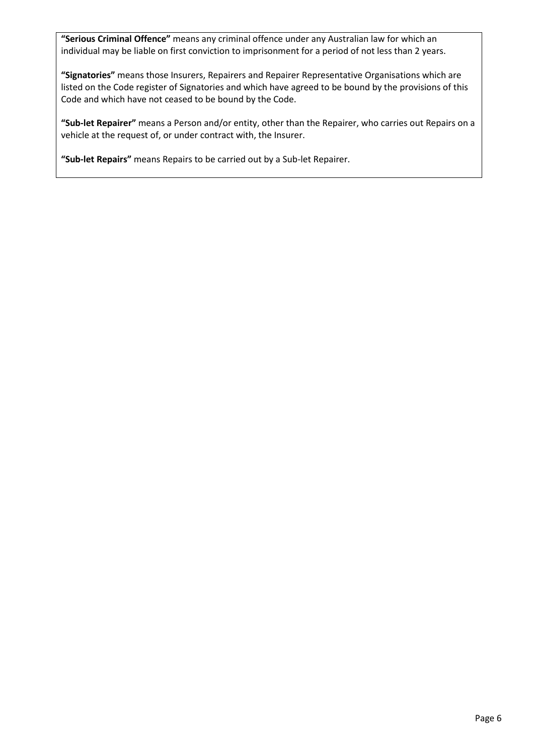**"Serious Criminal Offence"** means any criminal offence under any Australian law for which an individual may be liable on first conviction to imprisonment for a period of not less than 2 years.

**"Signatories"** means those Insurers, Repairers and Repairer Representative Organisations which are listed on the Code register of Signatories and which have agreed to be bound by the provisions of this Code and which have not ceased to be bound by the Code.

**"Sub-let Repairer"** means a Person and/or entity, other than the Repairer, who carries out Repairs on a vehicle at the request of, or under contract with, the Insurer.

**"Sub-let Repairs"** means Repairs to be carried out by a Sub-let Repairer.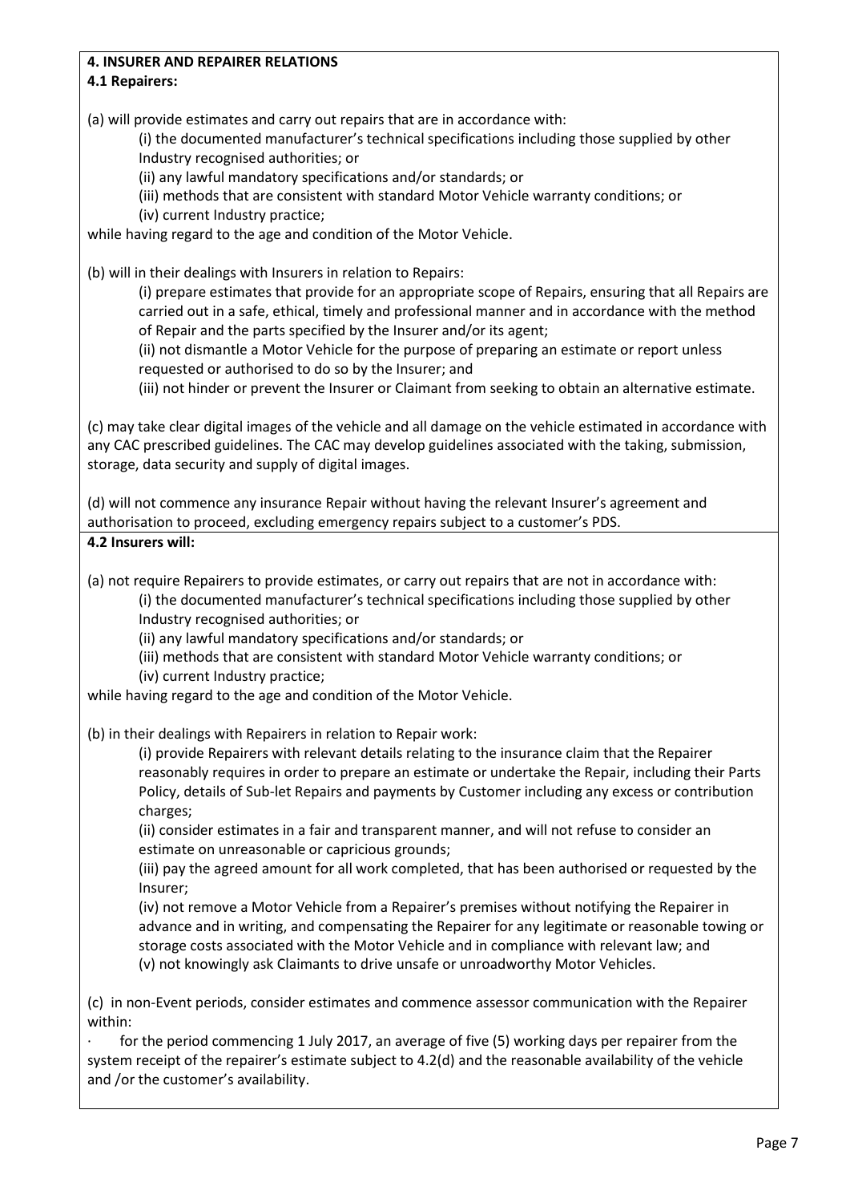**4. INSURER AND REPAIRER RELATIONS**

**4.1 Repairers:**

(a) will provide estimates and carry out repairs that are in accordance with:

(i) the documented manufacturer's technical specifications including those supplied by other Industry recognised authorities; or

(ii) any lawful mandatory specifications and/or standards; or

(iii) methods that are consistent with standard Motor Vehicle warranty conditions; or

(iv) current Industry practice;

while having regard to the age and condition of the Motor Vehicle.

(b) will in their dealings with Insurers in relation to Repairs:

(i) prepare estimates that provide for an appropriate scope of Repairs, ensuring that all Repairs are carried out in a safe, ethical, timely and professional manner and in accordance with the method of Repair and the parts specified by the Insurer and/or its agent;

(ii) not dismantle a Motor Vehicle for the purpose of preparing an estimate or report unless requested or authorised to do so by the Insurer; and

(iii) not hinder or prevent the Insurer or Claimant from seeking to obtain an alternative estimate.

(c) may take clear digital images of the vehicle and all damage on the vehicle estimated in accordance with any CAC prescribed guidelines. The CAC may develop guidelines associated with the taking, submission, storage, data security and supply of digital images.

(d) will not commence any insurance Repair without having the relevant Insurer's agreement and authorisation to proceed, excluding emergency repairs subject to a customer's PDS.

**4.2 Insurers will:**

(a) not require Repairers to provide estimates, or carry out repairs that are not in accordance with:

(i) the documented manufacturer's technical specifications including those supplied by other Industry recognised authorities; or

(ii) any lawful mandatory specifications and/or standards; or

(iii) methods that are consistent with standard Motor Vehicle warranty conditions; or

(iv) current Industry practice;

while having regard to the age and condition of the Motor Vehicle.

(b) in their dealings with Repairers in relation to Repair work:

(i) provide Repairers with relevant details relating to the insurance claim that the Repairer reasonably requires in order to prepare an estimate or undertake the Repair, including their Parts Policy, details of Sub-let Repairs and payments by Customer including any excess or contribution charges;

(ii) consider estimates in a fair and transparent manner, and will not refuse to consider an estimate on unreasonable or capricious grounds;

(iii) pay the agreed amount for all work completed, that has been authorised or requested by the Insurer;

(iv) not remove a Motor Vehicle from a Repairer's premises without notifying the Repairer in advance and in writing, and compensating the Repairer for any legitimate or reasonable towing or storage costs associated with the Motor Vehicle and in compliance with relevant law; and

(v) not knowingly ask Claimants to drive unsafe or unroadworthy Motor Vehicles.

(c) in non-Event periods, consider estimates and commence assessor communication with the Repairer within:

- for the period commencing 1 July 2017, an average of five (5) working days per repairer from the system receipt of the repairer's estimate subject to 4.2(d) and the reasonable availability of the vehicle and /or the customer's availability.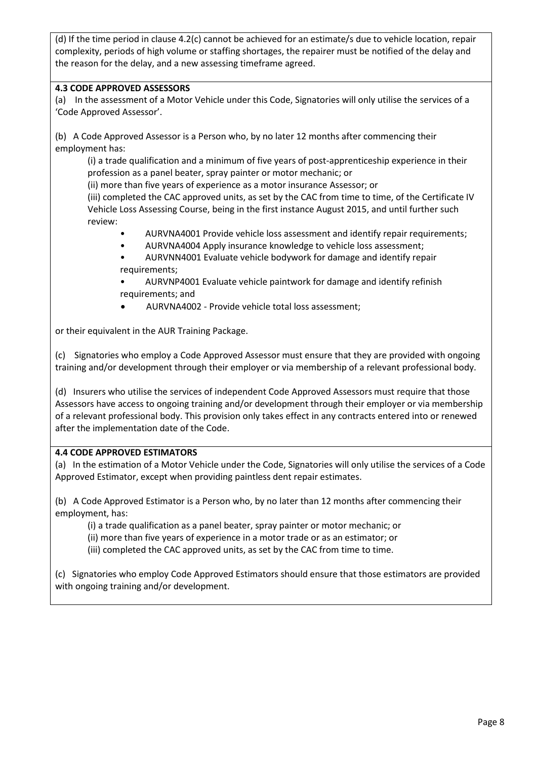(d) If the time period in clause 4.2(c) cannot be achieved for an estimate/s due to vehicle location, repair complexity, periods of high volume or staffing shortages, the repairer must be notified of the delay and the reason for the delay, and a new assessing timeframe agreed.

**4.3 CODE APPROVED ASSESSORS**

(a) In the assessment of a Motor Vehicle under this Code, Signatories will only utilise the services of a 'Code Approved Assessor'.

(b) A Code Approved Assessor is a Person who, by no later 12 months after commencing their employment has:

(i) a trade qualification and a minimum of five years of post-apprenticeship experience in their profession as a panel beater, spray painter or motor mechanic; or

(ii) more than five years of experience as a motor insurance Assessor; or

(iii) completed the CAC approved units, as set by the CAC from time to time, of the Certificate IV Vehicle Loss Assessing Course, being in the first instance August 2015, and until further such review:

- AURVNA4001 Provide vehicle loss assessment and identify repair requirements;
- AURVNA4004 Apply insurance knowledge to vehicle loss assessment;
- AURVNN4001 Evaluate vehicle bodywork for damage and identify repair requirements;
- AURVNP4001 Evaluate vehicle paintwork for damage and identify refinish requirements; and
- AURVNA4002 - Provide vehicle total loss assessment;

or their equivalent in the AUR Training Package.

(c) Signatories who employ a Code Approved Assessor must ensure that they are provided with ongoing training and/or development through their employer or via membership of a relevant professional body.

(d) Insurers who utilise the services of independent Code Approved Assessors must require that those Assessors have access to ongoing training and/or development through their employer or via membership of a relevant professional body. This provision only takes effect in any contracts entered into or renewed after the implementation date of the Code.

**4.4 CODE APPROVED ESTIMATORS**

(a) In the estimation of a Motor Vehicle under the Code, Signatories will only utilise the services of a Code Approved Estimator, except when providing paintless dent repair estimates.

(b) A Code Approved Estimator is a Person who, by no later than 12 months after commencing their employment, has:

(i) a trade qualification as a panel beater, spray painter or motor mechanic; or

(ii) more than five years of experience in a motor trade or as an estimator; or

(iii) completed the CAC approved units, as set by the CAC from time to time.

(c) Signatories who employ Code Approved Estimators should ensure that those estimators are provided with ongoing training and/or development.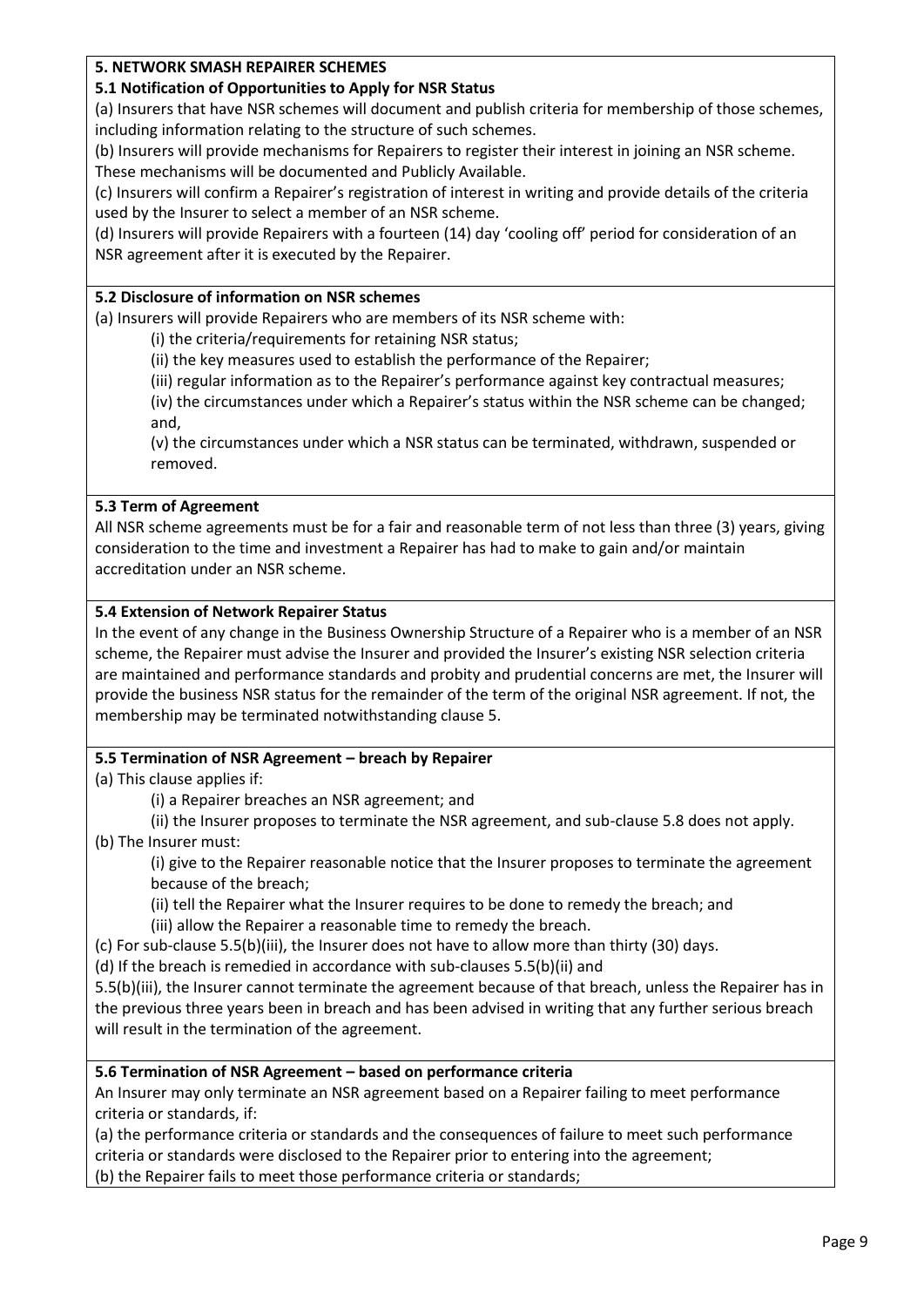**5. NETWORK SMASH REPAIRER SCHEMES**

**5.1 Notification of Opportunities to Apply for NSR Status**

(a) Insurers that have NSR schemes will document and publish criteria for membership of those schemes, including information relating to the structure of such schemes.

(b) Insurers will provide mechanisms for Repairers to register their interest in joining an NSR scheme. These mechanisms will be documented and Publicly Available.

(c) Insurers will confirm a Repairer's registration of interest in writing and provide details of the criteria used by the Insurer to select a member of an NSR scheme.

(d) Insurers will provide Repairers with a fourteen (14) day 'cooling off' period for consideration of an NSR agreement after it is executed by the Repairer.

**5.2 Disclosure of information on NSR schemes**

(a) Insurers will provide Repairers who are members of its NSR scheme with:

(i) the criteria/requirements for retaining NSR status;

(ii) the key measures used to establish the performance of the Repairer;

(iii) regular information as to the Repairer's performance against key contractual measures;

(iv) the circumstances under which a Repairer's status within the NSR scheme can be changed; and,

(v) the circumstances under which a NSR status can be terminated, withdrawn, suspended or removed.

**5.3 Term of Agreement**

All NSR scheme agreements must be for a fair and reasonable term of not less than three (3) years, giving consideration to the time and investment a Repairer has had to make to gain and/or maintain accreditation under an NSR scheme.

**5.4 Extension of Network Repairer Status**

In the event of any change in the Business Ownership Structure of a Repairer who is a member of an NSR scheme, the Repairer must advise the Insurer and provided the Insurer's existing NSR selection criteria are maintained and performance standards and probity and prudential concerns are met, the Insurer will provide the business NSR status for the remainder of the term of the original NSR agreement. If not, the membership may be terminated notwithstanding clause 5.

**5.5 Termination of NSR Agreement – breach by Repairer**

(a) This clause applies if:

(i) a Repairer breaches an NSR agreement; and

(ii) the Insurer proposes to terminate the NSR agreement, and sub-clause 5.8 does not apply.

(b) The Insurer must:

(i) give to the Repairer reasonable notice that the Insurer proposes to terminate the agreement because of the breach;

(ii) tell the Repairer what the Insurer requires to be done to remedy the breach; and

(iii) allow the Repairer a reasonable time to remedy the breach.

(c) For sub-clause 5.5(b)(iii), the Insurer does not have to allow more than thirty (30) days.

(d) If the breach is remedied in accordance with sub-clauses 5.5(b)(ii) and 5.5(b)(iii), the Insurer cannot terminate the agreement because of that breach, unless the Repairer has in the previous three years been in breach and has been advised in writing that any further serious breach will result in the termination of the agreement.

**5.6 Termination of NSR Agreement – based on performance criteria**

An Insurer may only terminate an NSR agreement based on a Repairer failing to meet performance criteria or standards, if:

(a) the performance criteria or standards and the consequences of failure to meet such performance criteria or standards were disclosed to the Repairer prior to entering into the agreement;

(b) the Repairer fails to meet those performance criteria or standards;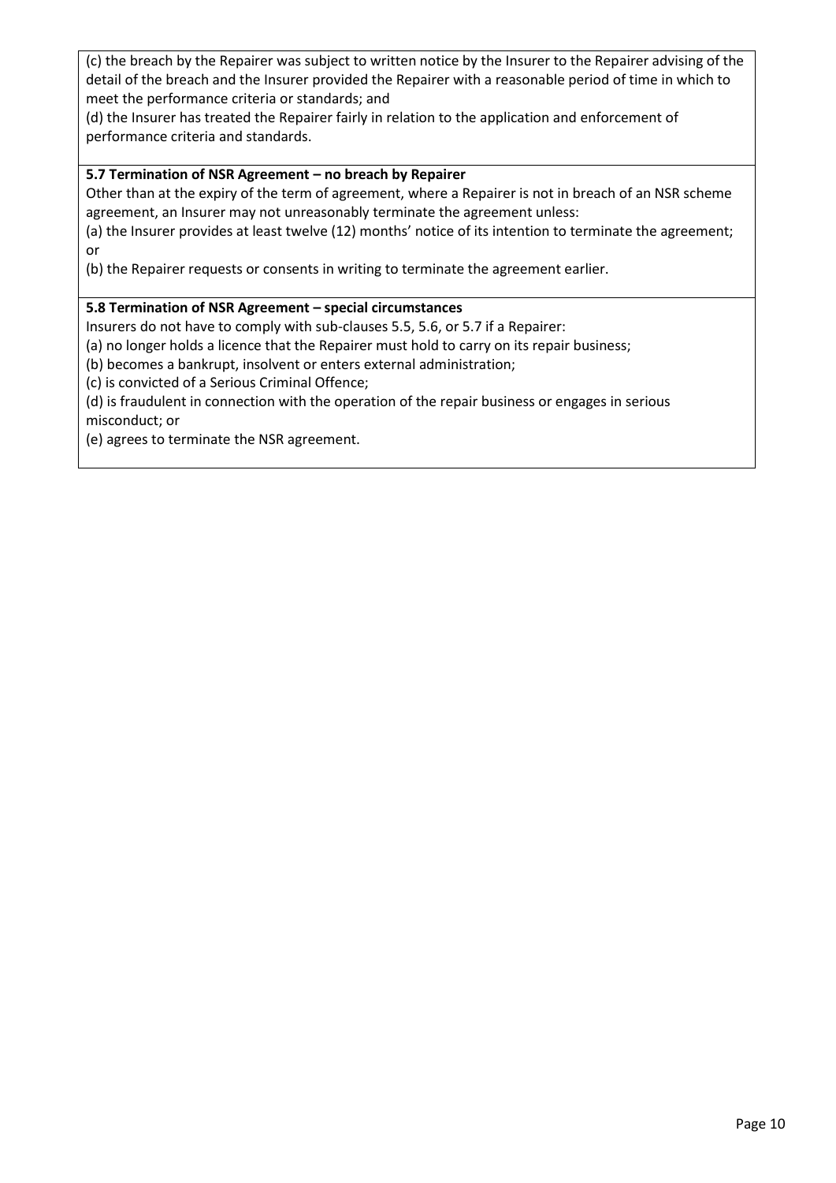(c) the breach by the Repairer was subject to written notice by the Insurer to the Repairer advising of the detail of the breach and the Insurer provided the Repairer with a reasonable period of time in which to meet the performance criteria or standards; and

(d) the Insurer has treated the Repairer fairly in relation to the application and enforcement of performance criteria and standards.

**5.7 Termination of NSR Agreement – no breach by Repairer**

Other than at the expiry of the term of agreement, where a Repairer is not in breach of an NSR scheme agreement, an Insurer may not unreasonably terminate the agreement unless:

(a) the Insurer provides at least twelve (12) months' notice of its intention to terminate the agreement; or

(b) the Repairer requests or consents in writing to terminate the agreement earlier.

**5.8 Termination of NSR Agreement – special circumstances**

Insurers do not have to comply with sub-clauses 5.5, 5.6, or 5.7 if a Repairer:

(a) no longer holds a licence that the Repairer must hold to carry on its repair business;

(b) becomes a bankrupt, insolvent or enters external administration;

(c) is convicted of a Serious Criminal Offence;

(d) is fraudulent in connection with the operation of the repair business or engages in serious misconduct; or

(e) agrees to terminate the NSR agreement.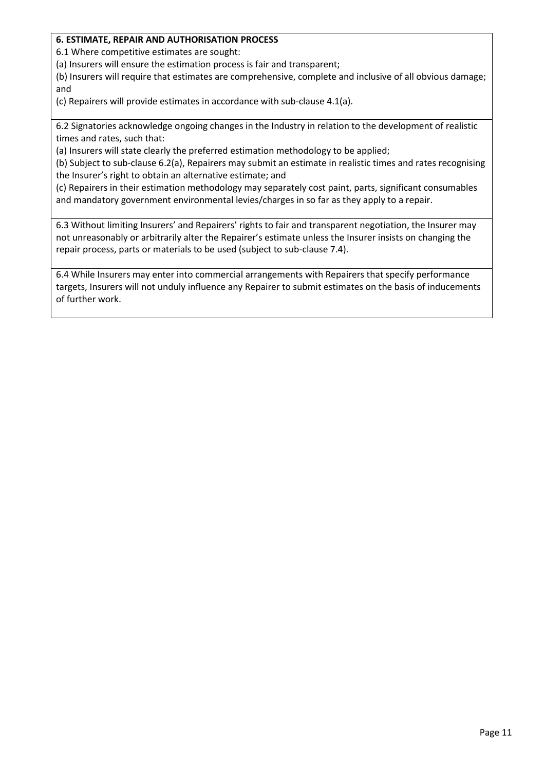**6. ESTIMATE, REPAIR AND AUTHORISATION PROCESS**

6.1 Where competitive estimates are sought:

(a) Insurers will ensure the estimation process is fair and transparent;

(b) Insurers will require that estimates are comprehensive, complete and inclusive of all obvious damage; and

(c) Repairers will provide estimates in accordance with sub-clause 4.1(a).

6.2 Signatories acknowledge ongoing changes in the Industry in relation to the development of realistic times and rates, such that:

(a) Insurers will state clearly the preferred estimation methodology to be applied;

(b) Subject to sub-clause 6.2(a), Repairers may submit an estimate in realistic times and rates recognising the Insurer's right to obtain an alternative estimate; and

(c) Repairers in their estimation methodology may separately cost paint, parts, significant consumables and mandatory government environmental levies/charges in so far as they apply to a repair.

6.3 Without limiting Insurers' and Repairers' rights to fair and transparent negotiation, the Insurer may not unreasonably or arbitrarily alter the Repairer's estimate unless the Insurer insists on changing the repair process, parts or materials to be used (subject to sub-clause 7.4).

6.4 While Insurers may enter into commercial arrangements with Repairers that specify performance targets, Insurers will not unduly influence any Repairer to submit estimates on the basis of inducements of further work.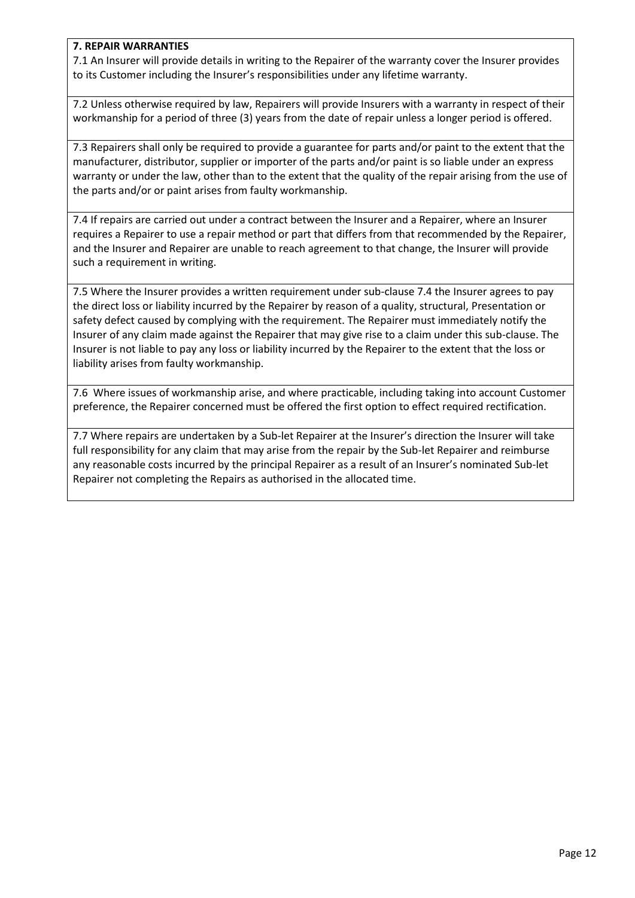**7. REPAIR WARRANTIES**

7.1 An Insurer will provide details in writing to the Repairer of the warranty cover the Insurer provides to its Customer including the Insurer's responsibilities under any lifetime warranty.

7.2 Unless otherwise required by law, Repairers will provide Insurers with a warranty in respect of their workmanship for a period of three (3) years from the date of repair unless a longer period is offered.

7.3 Repairers shall only be required to provide a guarantee for parts and/or paint to the extent that the manufacturer, distributor, supplier or importer of the parts and/or paint is so liable under an express warranty or under the law, other than to the extent that the quality of the repair arising from the use of the parts and/or or paint arises from faulty workmanship.

7.4 If repairs are carried out under a contract between the Insurer and a Repairer, where an Insurer requires a Repairer to use a repair method or part that differs from that recommended by the Repairer, and the Insurer and Repairer are unable to reach agreement to that change, the Insurer will provide such a requirement in writing.

7.5 Where the Insurer provides a written requirement under sub-clause 7.4 the Insurer agrees to pay the direct loss or liability incurred by the Repairer by reason of a quality, structural, Presentation or safety defect caused by complying with the requirement. The Repairer must immediately notify the Insurer of any claim made against the Repairer that may give rise to a claim under this sub-clause. The Insurer is not liable to pay any loss or liability incurred by the Repairer to the extent that the loss or liability arises from faulty workmanship.

7.6 Where issues of workmanship arise, and where practicable, including taking into account Customer preference, the Repairer concerned must be offered the first option to effect required rectification.

7.7 Where repairs are undertaken by a Sub-let Repairer at the Insurer's direction the Insurer will take full responsibility for any claim that may arise from the repair by the Sub-let Repairer and reimburse any reasonable costs incurred by the principal Repairer as a result of an Insurer's nominated Sub-let Repairer not completing the Repairs as authorised in the allocated time.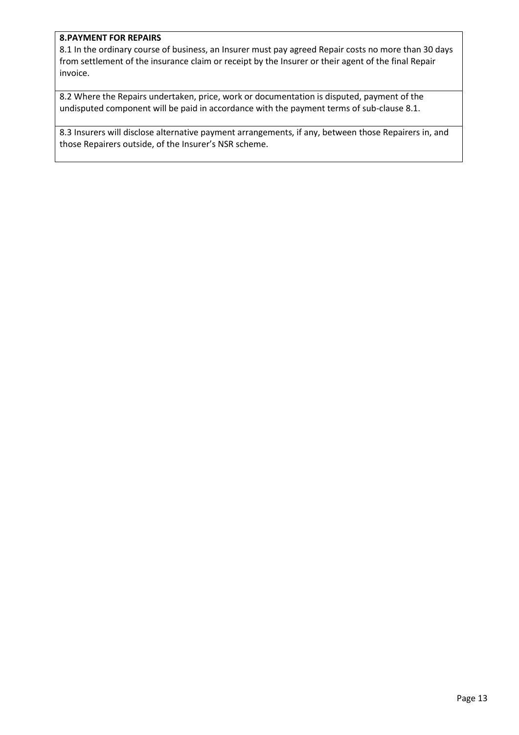**8.PAYMENT FOR REPAIRS**

8.1 In the ordinary course of business, an Insurer must pay agreed Repair costs no more than 30 days from settlement of the insurance claim or receipt by the Insurer or their agent of the final Repair invoice.

8.2 Where the Repairs undertaken, price, work or documentation is disputed, payment of the undisputed component will be paid in accordance with the payment terms of sub-clause 8.1.

8.3 Insurers will disclose alternative payment arrangements, if any, between those Repairers in, and those Repairers outside, of the Insurer's NSR scheme.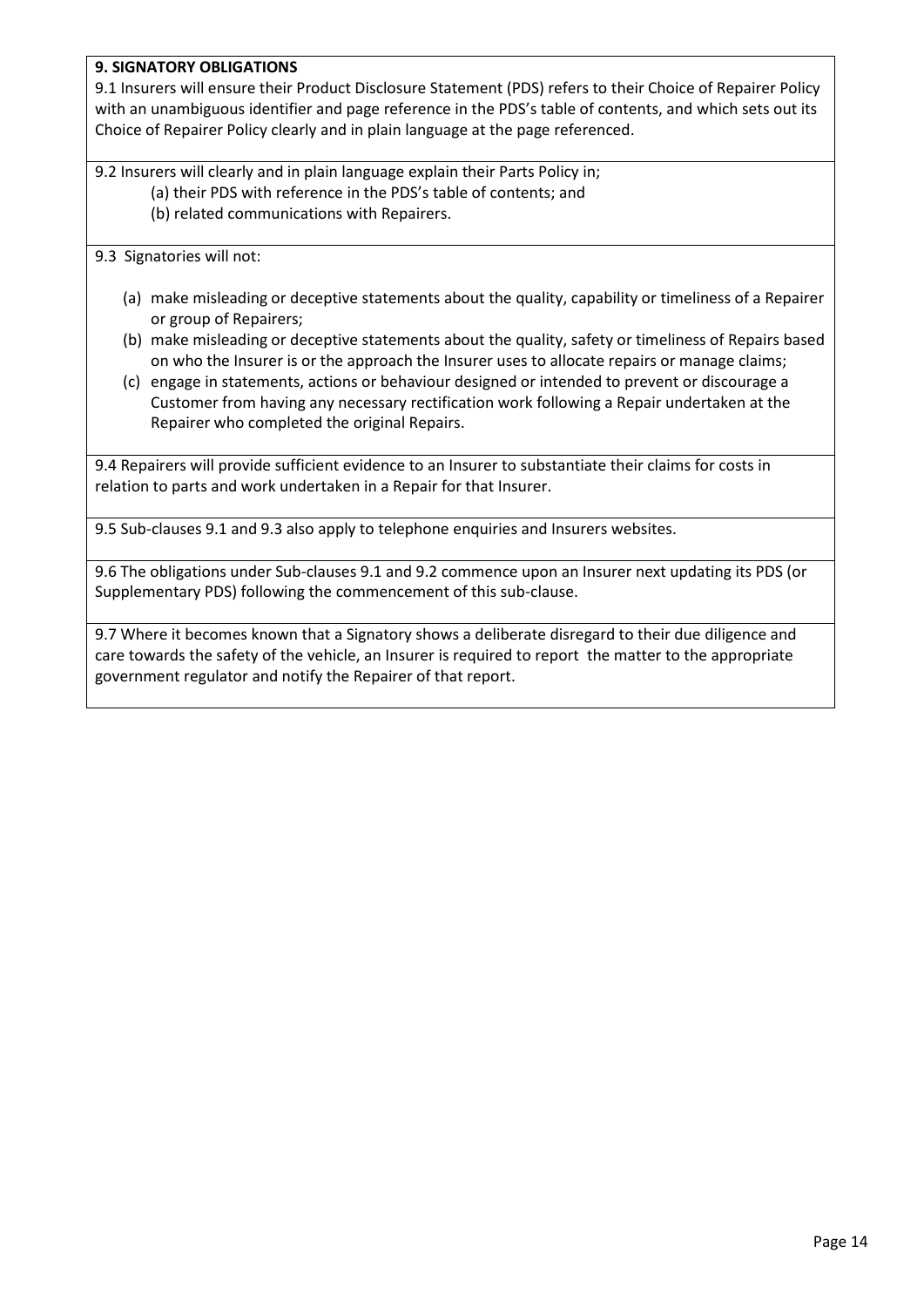**9. SIGNATORY OBLIGATIONS**

9.1 Insurers will ensure their Product Disclosure Statement (PDS) refers to their Choice of Repairer Policy with an unambiguous identifier and page reference in the PDS's table of contents, and which sets out its Choice of Repairer Policy clearly and in plain language at the page referenced.

9.2 Insurers will clearly and in plain language explain their Parts Policy in;

(a) their PDS with reference in the PDS's table of contents; and

(b) related communications with Repairers.

9.3 Signatories will not:

(a) make misleading or deceptive statements about the quality, capability or timeliness of a Repairer or group of Repairers;

(b) make misleading or deceptive statements about the quality, safety or timeliness of Repairs based on who the Insurer is or the approach the Insurer uses to allocate repairs or manage claims;

(c) engage in statements, actions or behaviour designed or intended to prevent or discourage a Customer from having any necessary rectification work following a Repair undertaken at the Repairer who completed the original Repairs.

9.4 Repairers will provide sufficient evidence to an Insurer to substantiate their claims for costs in relation to parts and work undertaken in a Repair for that Insurer.

9.5 Sub-clauses 9.1 and 9.3 also apply to telephone enquiries and Insurers websites.

9.6 The obligations under Sub-clauses 9.1 and 9.2 commence upon an Insurer next updating its PDS (or Supplementary PDS) following the commencement of this sub-clause.

9.7 Where it becomes known that a Signatory shows a deliberate disregard to their due diligence and care towards the safety of the vehicle, an Insurer is required to report the matter to the appropriate government regulator and notify the Repairer of that report.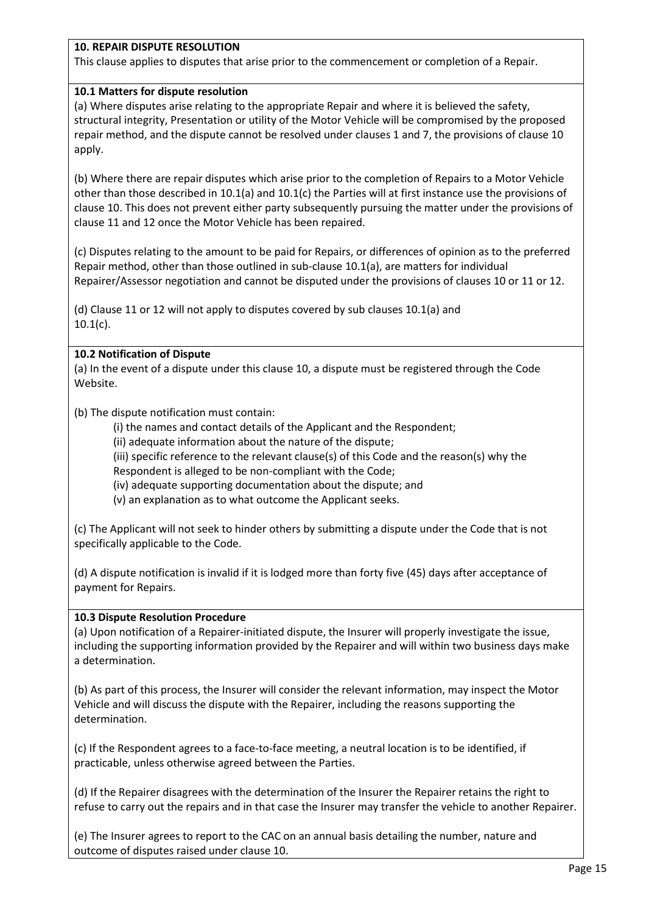**10. REPAIR DISPUTE RESOLUTION**

This clause applies to disputes that arise prior to the commencement or completion of a Repair.

**10.1 Matters for dispute resolution**

(a) Where disputes arise relating to the appropriate Repair and where it is believed the safety, structural integrity, Presentation or utility of the Motor Vehicle will be compromised by the proposed repair method, and the dispute cannot be resolved under clauses 1 and 7, the provisions of clause 10 apply.

(b) Where there are repair disputes which arise prior to the completion of Repairs to a Motor Vehicle other than those described in 10.1(a) and 10.1(c) the Parties will at first instance use the provisions of clause 10. This does not prevent either party subsequently pursuing the matter under the provisions of clause 11 and 12 once the Motor Vehicle has been repaired.

(c) Disputes relating to the amount to be paid for Repairs, or differences of opinion as to the preferred Repair method, other than those outlined in sub-clause 10.1(a), are matters for individual Repairer/Assessor negotiation and cannot be disputed under the provisions of clauses 10 or 11 or 12.

(d) Clause 11 or 12 will not apply to disputes covered by sub clauses 10.1(a) and 10.1(c).

**10.2 Notification of Dispute**

(a) In the event of a dispute under this clause 10, a dispute must be registered through the Code Website.

(b) The dispute notification must contain:

- (i) the names and contact details of the Applicant and the Respondent;
- (ii) adequate information about the nature of the dispute;
- (iii) specific reference to the relevant clause(s) of this Code and the reason(s) why the Respondent is alleged to be non-compliant with the Code;
- (iv) adequate supporting documentation about the dispute; and
- (v) an explanation as to what outcome the Applicant seeks.

(c) The Applicant will not seek to hinder others by submitting a dispute under the Code that is not specifically applicable to the Code.

(d) A dispute notification is invalid if it is lodged more than forty five (45) days after acceptance of payment for Repairs.

**10.3 Dispute Resolution Procedure**

(a) Upon notification of a Repairer-initiated dispute, the Insurer will properly investigate the issue, including the supporting information provided by the Repairer and will within two business days make a determination.

(b) As part of this process, the Insurer will consider the relevant information, may inspect the Motor Vehicle and will discuss the dispute with the Repairer, including the reasons supporting the determination.

(c) If the Respondent agrees to a face-to-face meeting, a neutral location is to be identified, if practicable, unless otherwise agreed between the Parties.

(d) If the Repairer disagrees with the determination of the Insurer the Repairer retains the right to refuse to carry out the repairs and in that case the Insurer may transfer the vehicle to another Repairer.

(e) The Insurer agrees to report to the CAC on an annual basis detailing the number, nature and outcome of disputes raised under clause 10.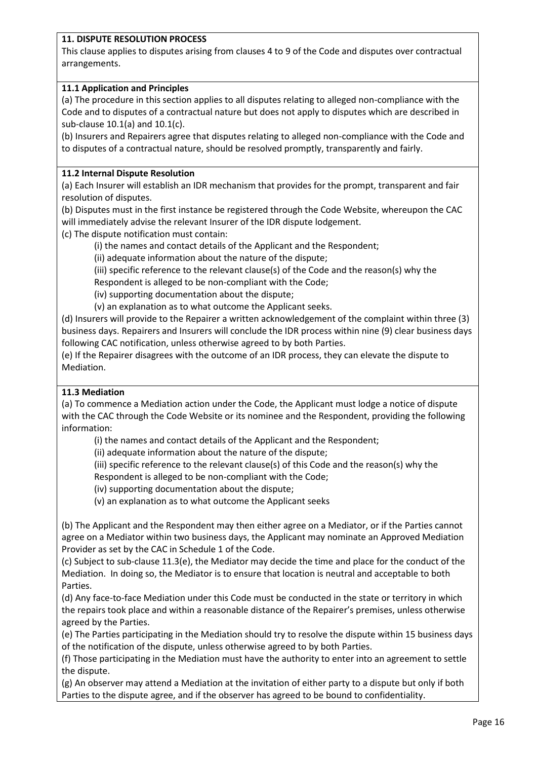**11. DISPUTE RESOLUTION PROCESS**

This clause applies to disputes arising from clauses 4 to 9 of the Code and disputes over contractual arrangements.

**11.1 Application and Principles**

(a) The procedure in this section applies to all disputes relating to alleged non-compliance with the Code and to disputes of a contractual nature but does not apply to disputes which are described in sub-clause 10.1(a) and 10.1(c).

(b) Insurers and Repairers agree that disputes relating to alleged non-compliance with the Code and to disputes of a contractual nature, should be resolved promptly, transparently and fairly.

**11.2 Internal Dispute Resolution**

(a) Each Insurer will establish an IDR mechanism that provides for the prompt, transparent and fair resolution of disputes.

(b) Disputes must in the first instance be registered through the Code Website, whereupon the CAC will immediately advise the relevant Insurer of the IDR dispute lodgement.

(c) The dispute notification must contain:

(i) the names and contact details of the Applicant and the Respondent;

(ii) adequate information about the nature of the dispute;

(iii) specific reference to the relevant clause(s) of the Code and the reason(s) why the Respondent is alleged to be non-compliant with the Code;

(iv) supporting documentation about the dispute;

(v) an explanation as to what outcome the Applicant seeks.

(d) Insurers will provide to the Repairer a written acknowledgement of the complaint within three (3) business days. Repairers and Insurers will conclude the IDR process within nine (9) clear business days following CAC notification, unless otherwise agreed to by both Parties.

(e) If the Repairer disagrees with the outcome of an IDR process, they can elevate the dispute to Mediation.

**11.3 Mediation**

(a) To commence a Mediation action under the Code, the Applicant must lodge a notice of dispute with the CAC through the Code Website or its nominee and the Respondent, providing the following information:

(i) the names and contact details of the Applicant and the Respondent;

(ii) adequate information about the nature of the dispute;

(iii) specific reference to the relevant clause(s) of this Code and the reason(s) why the Respondent is alleged to be non-compliant with the Code;

(iv) supporting documentation about the dispute;

(v) an explanation as to what outcome the Applicant seeks

(b) The Applicant and the Respondent may then either agree on a Mediator, or if the Parties cannot agree on a Mediator within two business days, the Applicant may nominate an Approved Mediation Provider as set by the CAC in Schedule 1 of the Code.

(c) Subject to sub-clause 11.3(e), the Mediator may decide the time and place for the conduct of the Mediation. In doing so, the Mediator is to ensure that location is neutral and acceptable to both Parties.

(d) Any face-to-face Mediation under this Code must be conducted in the state or territory in which the repairs took place and within a reasonable distance of the Repairer's premises, unless otherwise agreed by the Parties.

(e) The Parties participating in the Mediation should try to resolve the dispute within 15 business days of the notification of the dispute, unless otherwise agreed to by both Parties.

(f) Those participating in the Mediation must have the authority to enter into an agreement to settle the dispute.

(g) An observer may attend a Mediation at the invitation of either party to a dispute but only if both Parties to the dispute agree, and if the observer has agreed to be bound to confidentiality.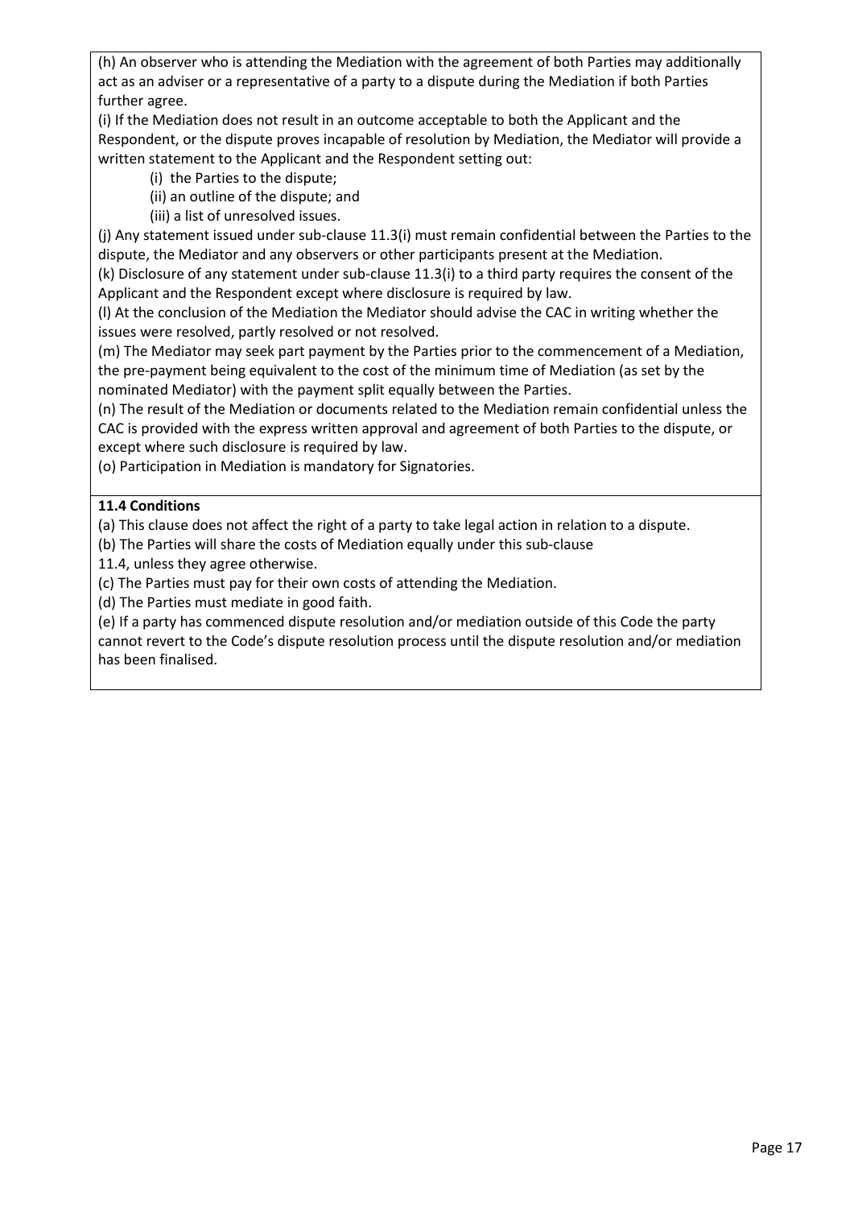(h) An observer who is attending the Mediation with the agreement of both Parties may additionally act as an adviser or a representative of a party to a dispute during the Mediation if both Parties further agree.

(i) If the Mediation does not result in an outcome acceptable to both the Applicant and the Respondent, or the dispute proves incapable of resolution by Mediation, the Mediator will provide a written statement to the Applicant and the Respondent setting out:

- (i) the Parties to the dispute;
- (ii) an outline of the dispute; and
- (iii) a list of unresolved issues.

(j) Any statement issued under sub-clause 11.3(i) must remain confidential between the Parties to the dispute, the Mediator and any observers or other participants present at the Mediation.

(k) Disclosure of any statement under sub-clause 11.3(i) to a third party requires the consent of the Applicant and the Respondent except where disclosure is required by law.

(l) At the conclusion of the Mediation the Mediator should advise the CAC in writing whether the issues were resolved, partly resolved or not resolved.

(m) The Mediator may seek part payment by the Parties prior to the commencement of a Mediation, the pre-payment being equivalent to the cost of the minimum time of Mediation (as set by the nominated Mediator) with the payment split equally between the Parties.

(n) The result of the Mediation or documents related to the Mediation remain confidential unless the CAC is provided with the express written approval and agreement of both Parties to the dispute, or except where such disclosure is required by law.

(o) Participation in Mediation is mandatory for Signatories.

**11.4 Conditions**

(a) This clause does not affect the right of a party to take legal action in relation to a dispute.

(b) The Parties will share the costs of Mediation equally under this sub-clause 11.4, unless they agree otherwise.

(c) The Parties must pay for their own costs of attending the Mediation.

(d) The Parties must mediate in good faith.

(e) If a party has commenced dispute resolution and/or mediation outside of this Code the party cannot revert to the Code's dispute resolution process until the dispute resolution and/or mediation has been finalised.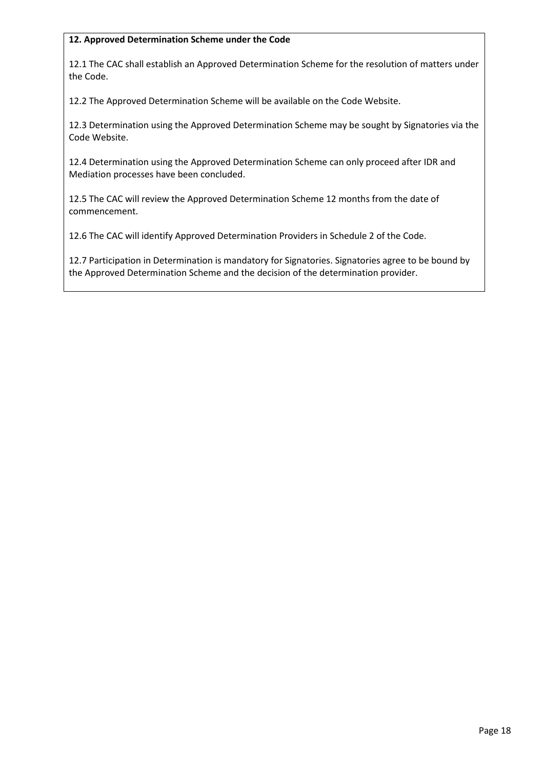**12. Approved Determination Scheme under the Code**

12.1 The CAC shall establish an Approved Determination Scheme for the resolution of matters under the Code.

12.2 The Approved Determination Scheme will be available on the Code Website.

12.3 Determination using the Approved Determination Scheme may be sought by Signatories via the Code Website.

12.4 Determination using the Approved Determination Scheme can only proceed after IDR and Mediation processes have been concluded.

12.5 The CAC will review the Approved Determination Scheme 12 months from the date of commencement.

12.6 The CAC will identify Approved Determination Providers in Schedule 2 of the Code.

12.7 Participation in Determination is mandatory for Signatories. Signatories agree to be bound by the Approved Determination Scheme and the decision of the determination provider.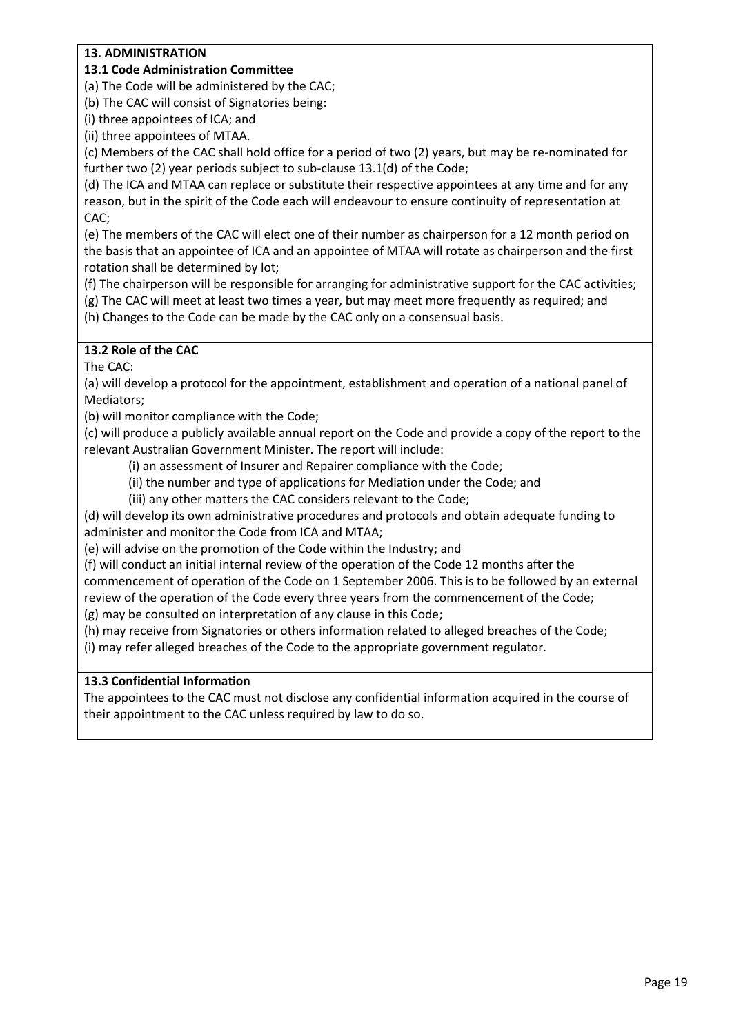## 13. ADMINISTRATION

### 13.1 Code Administration Committee

(a) The Code will be administered by the CAC;

(b) The CAC will consist of Signatories being:

(i) three appointees of ICA; and

(ii) three appointees of MTAA.

(c) Members of the CAC shall hold office for a period of two (2) years, but may be re-nominated for further two (2) year periods subject to sub-clause 13.1(d) of the Code;

(d) The ICA and MTAA can replace or substitute their respective appointees at any time and for any reason, but in the spirit of the Code each will endeavour to ensure continuity of representation at CAC;

(e) The members of the CAC will elect one of their number as chairperson for a 12 month period on the basis that an appointee of ICA and an appointee of MTAA will rotate as chairperson and the first rotation shall be determined by lot;

(f) The chairperson will be responsible for arranging for administrative support for the CAC activities;

(g) The CAC will meet at least two times a year, but may meet more frequently as required; and

(h) Changes to the Code can be made by the CAC only on a consensual basis.

### 13.2 Role of the CAC

The CAC:

(a) will develop a protocol for the appointment, establishment and operation of a national panel of Mediators;

(b) will monitor compliance with the Code;

(c) will produce a publicly available annual report on the Code and provide a copy of the report to the relevant Australian Government Minister. The report will include:

- (i) an assessment of Insurer and Repairer compliance with the Code;
- (ii) the number and type of applications for Mediation under the Code; and
- (iii) any other matters the CAC considers relevant to the Code;

(d) will develop its own administrative procedures and protocols and obtain adequate funding to administer and monitor the Code from ICA and MTAA;

(e) will advise on the promotion of the Code within the Industry; and

(f) will conduct an initial internal review of the operation of the Code 12 months after the commencement of operation of the Code on 1 September 2006. This is to be followed by an external review of the operation of the Code every three years from the commencement of the Code;

(g) may be consulted on interpretation of any clause in this Code;

(h) may receive from Signatories or others information related to alleged breaches of the Code;

(i) may refer alleged breaches of the Code to the appropriate government regulator.

### 13.3 Confidential Information

The appointees to the CAC must not disclose any confidential information acquired in the course of their appointment to the CAC unless required by law to do so.